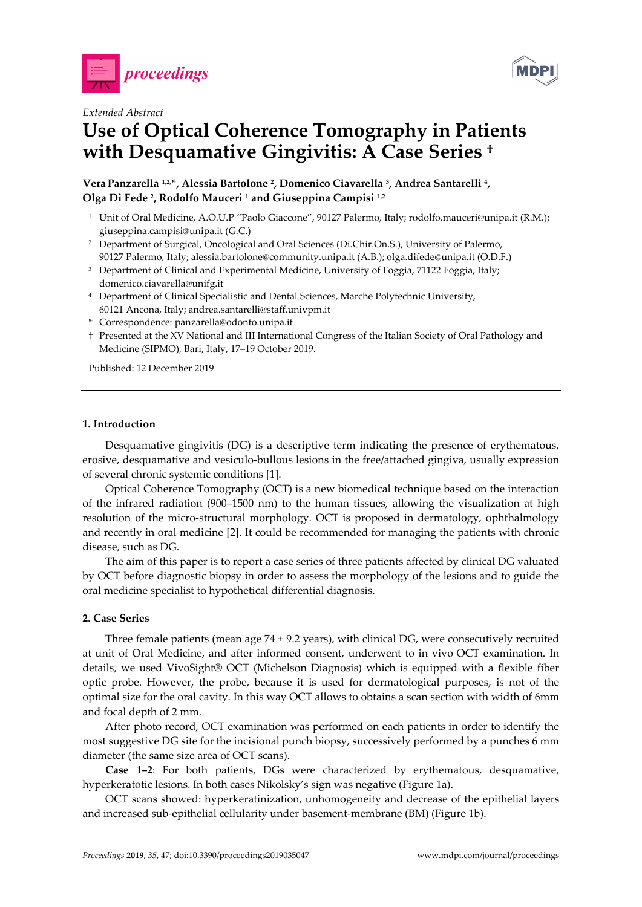*Extended Abstract*

# Use of Optical Coherence Tomography in Patients with Desquamative Gingivitis: A Case Series †

**Vera Panzarella [1,2,*], Alessia Bartolone [2], Domenico Ciavarella [3], Andrea Santarelli [4], Olga Di Fede [2], Rodolfo Mauceri [1] and Giuseppina Campisi [1,2]**

[1] Unit of Oral Medicine, A.O.U.P "Paolo Giaccone", 90127 Palermo, Italy; rodolfo.mauceri@unipa.it (R.M.); giuseppina.campisi@unipa.it (G.C.)

[2] Department of Surgical, Oncological and Oral Sciences (Di.Chir.On.S.), University of Palermo, 90127 Palermo, Italy; alessia.bartolone@community.unipa.it (A.B.); olga.difede@unipa.it (O.D.F.)

[3] Department of Clinical and Experimental Medicine, University of Foggia, 71122 Foggia, Italy; domenico.ciavarella@unifg.it

[4] Department of Clinical Specialistic and Dental Sciences, Marche Polytechnic University, 60121 Ancona, Italy; andrea.santarelli@staff.univpm.it

\* Correspondence: panzarella@odonto.unipa.it

† Presented at the XV National and III International Congress of the Italian Society of Oral Pathology and Medicine (SIPMO), Bari, Italy, 17–19 October 2019.

Published: 12 December 2019

## 1. Introduction

Desquamative gingivitis (DG) is a descriptive term indicating the presence of erythematous, erosive, desquamative and vesiculo-bullous lesions in the free/attached gingiva, usually expression of several chronic systemic conditions [1].

Optical Coherence Tomography (OCT) is a new biomedical technique based on the interaction of the infrared radiation (900–1500 nm) to the human tissues, allowing the visualization at high resolution of the micro-structural morphology. OCT is proposed in dermatology, ophthalmology and recently in oral medicine [2]. It could be recommended for managing the patients with chronic disease, such as DG.

The aim of this paper is to report a case series of three patients affected by clinical DG valuated by OCT before diagnostic biopsy in order to assess the morphology of the lesions and to guide the oral medicine specialist to hypothetical differential diagnosis.

## 2. Case Series

Three female patients (mean age 74 ± 9.2 years), with clinical DG, were consecutively recruited at unit of Oral Medicine, and after informed consent, underwent to in vivo OCT examination. In details, we used VivoSight® OCT (Michelson Diagnosis) which is equipped with a flexible fiber optic probe. However, the probe, because it is used for dermatological purposes, is not of the optimal size for the oral cavity. In this way OCT allows to obtains a scan section with width of 6mm and focal depth of 2 mm.

After photo record, OCT examination was performed on each patients in order to identify the most suggestive DG site for the incisional punch biopsy, successively performed by a punches 6 mm diameter (the same size area of OCT scans).

**Case 1–2**: For both patients, DGs were characterized by erythematous, desquamative, hyperkeratotic lesions. In both cases Nikolsky's sign was negative (Figure 1a).

OCT scans showed: hyperkeratinization, unhomogeneity and decrease of the epithelial layers and increased sub-epithelial cellularity under basement-membrane (BM) (Figure 1b).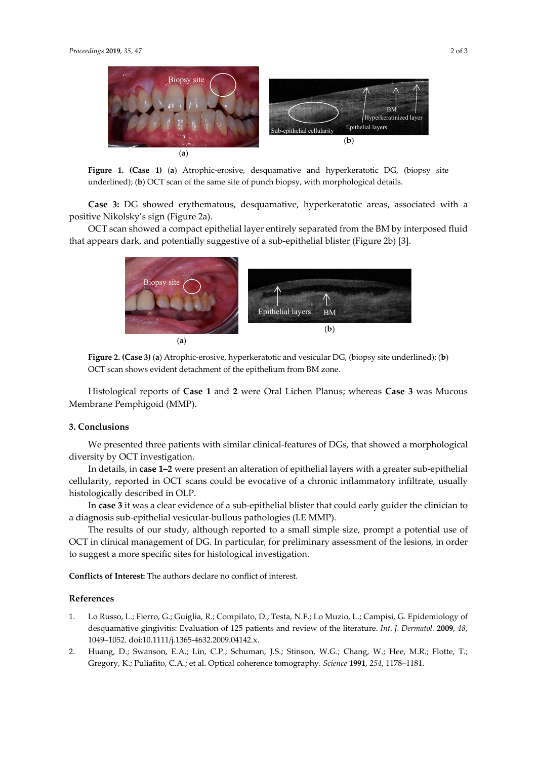**Figure 1. (Case 1)** (**a**) Atrophic-erosive, desquamative and hyperkeratotic DG, (biopsy site underlined); (**b**) OCT scan of the same site of punch biopsy, with morphological details.

**Case 3:** DG showed erythematous, desquamative, hyperkeratotic areas, associated with a positive Nikolsky's sign (Figure 2a).

OCT scan showed a compact epithelial layer entirely separated from the BM by interposed fluid that appears dark, and potentially suggestive of a sub-epithelial blister (Figure 2b) [3].

**Figure 2. (Case 3)** (**a**) Atrophic-erosive, hyperkeratotic and vesicular DG, (biopsy site underlined); (**b**) OCT scan shows evident detachment of the epithelium from BM zone.

Histological reports of **Case 1** and **2** were Oral Lichen Planus; whereas **Case 3** was Mucous Membrane Pemphigoid (MMP).

## 3. Conclusions

We presented three patients with similar clinical-features of DGs, that showed a morphological diversity by OCT investigation.

In details, in **case 1–2** were present an alteration of epithelial layers with a greater sub-epithelial cellularity, reported in OCT scans could be evocative of a chronic inflammatory infiltrate, usually histologically described in OLP.

In **case 3** it was a clear evidence of a sub-epithelial blister that could early guider the clinician to a diagnosis sub-epithelial vesicular-bullous pathologies (I.E MMP).

The results of our study, although reported to a small simple size, prompt a potential use of OCT in clinical management of DG. In particular, for preliminary assessment of the lesions, in order to suggest a more specific sites for histological investigation.

**Conflicts of Interest:** The authors declare no conflict of interest.

## References

1. Lo Russo, L.; Fierro, G.; Guiglia, R.; Compilato, D.; Testa, N.F.; Lo Muzio, L.; Campisi, G. Epidemiology of desquamative gingivitis: Evaluation of 125 patients and review of the literature. *Int. J. Dermatol.* **2009**, *48*, 1049–1052. doi:10.1111/j.1365-4632.2009.04142.x.
2. Huang, D.; Swanson, E.A.; Lin, C.P.; Schuman, J.S.; Stinson, W.G.; Chang, W.; Hee, M.R.; Flotte, T.; Gregory, K.; Puliafito, C.A.; et al. Optical coherence tomography. *Science* **1991**, *254*, 1178–1181.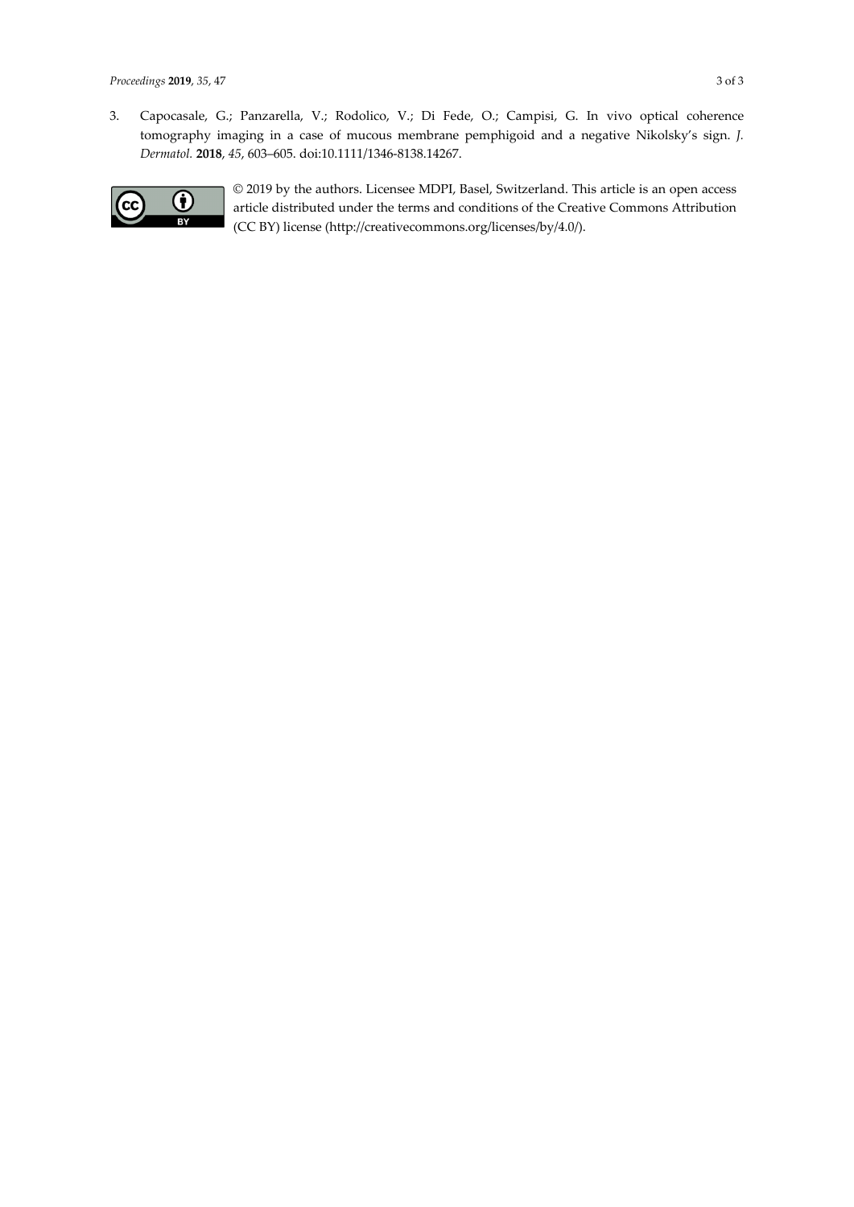3. Capocasale, G.; Panzarella, V.; Rodolico, V.; Di Fede, O.; Campisi, G. In vivo optical coherence tomography imaging in a case of mucous membrane pemphigoid and a negative Nikolsky's sign. *J. Dermatol.* **2018**, *45*, 603–605. doi:10.1111/1346-8138.14267.

© 2019 by the authors. Licensee MDPI, Basel, Switzerland. This article is an open access article distributed under the terms and conditions of the Creative Commons Attribution (CC BY) license (http://creativecommons.org/licenses/by/4.0/).